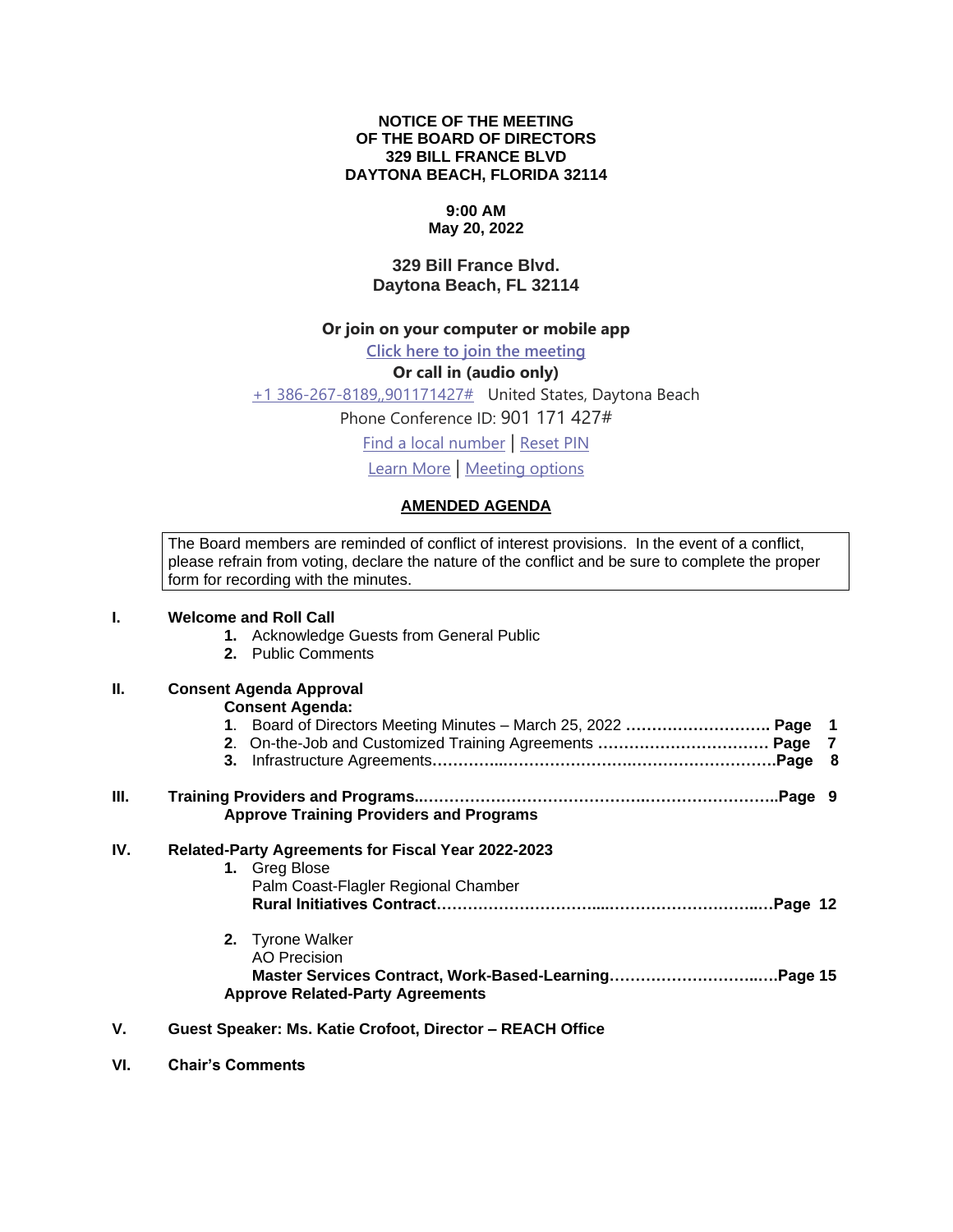**NOTICE OF THE MEETING**
**OF THE BOARD OF DIRECTORS**
**329 BILL FRANCE BLVD**
**DAYTONA BEACH, FLORIDA 32114**

**9:00 AM**
**May 20, 2022**

**329 Bill France Blvd.**
**Daytona Beach, FL 32114**

**Or join on your computer or mobile app**

Click here to join the meeting

**Or call in (audio only)**

+1 386-267-8189,,901171427# United States, Daytona Beach

Phone Conference ID: 901 171 427#

Find a local number | Reset PIN

Learn More | Meeting options

## AMENDED AGENDA

> The Board members are reminded of conflict of interest provisions. In the event of a conflict, please refrain from voting, declare the nature of the conflict and be sure to complete the proper form for recording with the minutes.

**I. Welcome and Roll Call**

1. Acknowledge Guests from General Public
2. Public Comments

**II. Consent Agenda Approval**

**Consent Agenda:**

1. Board of Directors Meeting Minutes – March 25, 2022 ………………………. **Page 1**
2. On-the-Job and Customized Training Agreements …………………………… **Page 7**
3. Infrastructure Agreements……………………………………………………………**Page 8**

**III. Training Providers and Programs……………………………………………………………Page 9**

**Approve Training Providers and Programs**

**IV. Related-Party Agreements for Fiscal Year 2022-2023**

1. Greg Blose
   Palm Coast-Flagler Regional Chamber
   **Rural Initiatives Contract……………………………………………………………Page 12**

2. Tyrone Walker
   AO Precision
   **Master Services Contract, Work-Based-Learning…………………………….Page 15**

**Approve Related-Party Agreements**

**V. Guest Speaker: Ms. Katie Crofoot, Director – REACH Office**

**VI. Chair's Comments**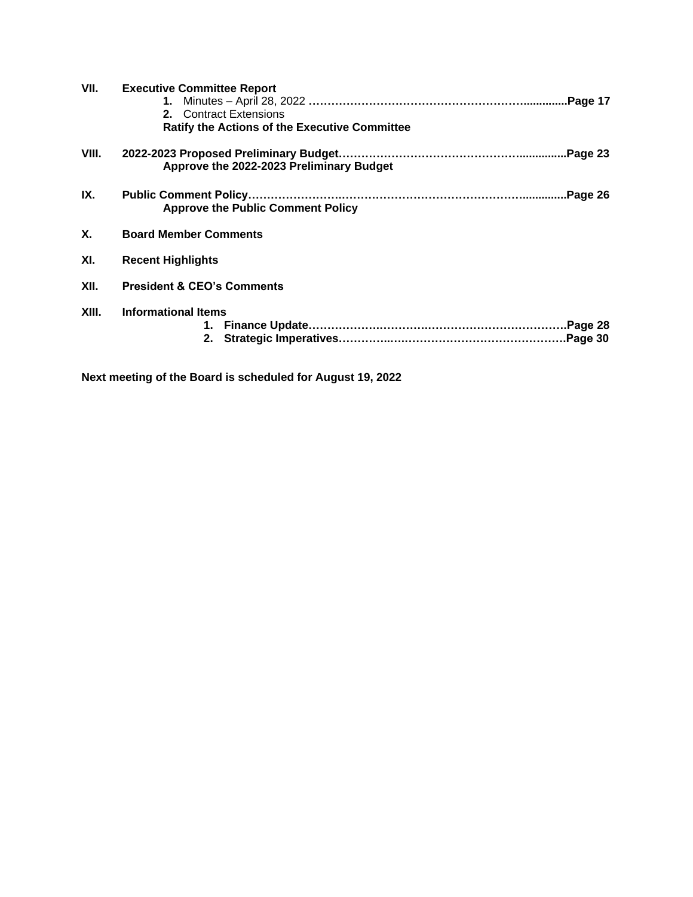**VII. Executive Committee Report**

1. Minutes – April 28, 2022 ……………………………………………………..............**Page 17**
2. Contract Extensions

**Ratify the Actions of the Executive Committee**

**VIII. 2022-2023 Proposed Preliminary Budget………………………………………….............Page 23**

**Approve the 2022-2023 Preliminary Budget**

**IX. Public Comment Policy……………….…….………………………………………….............Page 26**

**Approve the Public Comment Policy**

**X. Board Member Comments**

**XI. Recent Highlights**

**XII. President & CEO's Comments**

**XIII. Informational Items**

1. **Finance Update……………….………….…………………………….Page 28**
2. **Strategic Imperatives…………..….…………………………………….Page 30**

**Next meeting of the Board is scheduled for August 19, 2022**